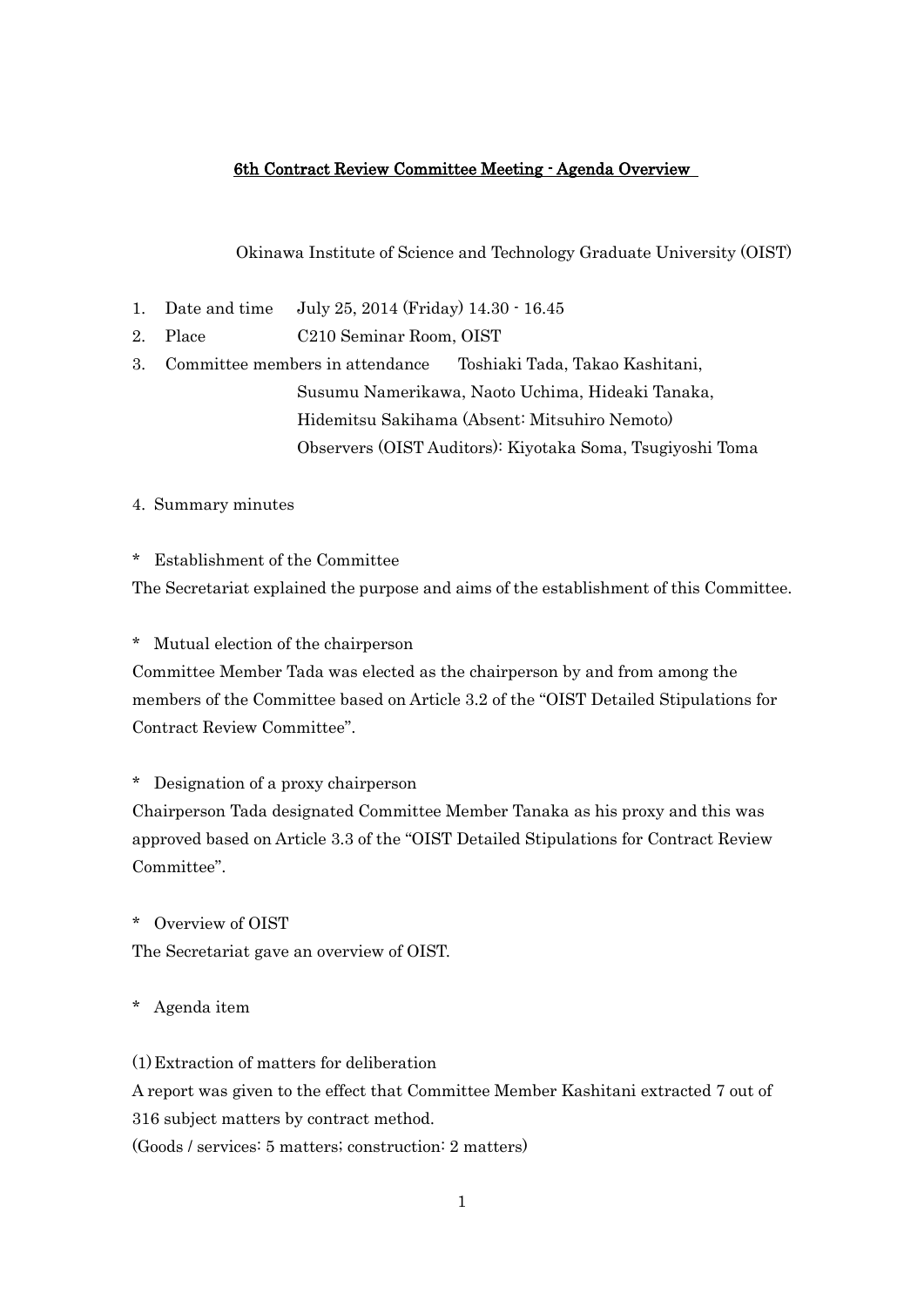# 6th Contract Review Committee Meeting - Agenda Overview

Okinawa Institute of Science and Technology Graduate University (OIST)

1. Date and time July 25, 2014 (Friday) 14.30 - 16.45
2. Place C210 Seminar Room, OIST
3. Committee members in attendance Toshiaki Tada, Takao Kashitani, Susumu Namerikawa, Naoto Uchima, Hideaki Tanaka, Hidemitsu Sakihama (Absent: Mitsuhiro Nemoto)
   Observers (OIST Auditors): Kiyotaka Soma, Tsugiyoshi Toma

4. Summary minutes

\* Establishment of the Committee

The Secretariat explained the purpose and aims of the establishment of this Committee.

\* Mutual election of the chairperson

Committee Member Tada was elected as the chairperson by and from among the members of the Committee based on Article 3.2 of the "OIST Detailed Stipulations for Contract Review Committee".

\* Designation of a proxy chairperson

Chairperson Tada designated Committee Member Tanaka as his proxy and this was approved based on Article 3.3 of the "OIST Detailed Stipulations for Contract Review Committee".

\* Overview of OIST

The Secretariat gave an overview of OIST.

\* Agenda item

(1) Extraction of matters for deliberation

A report was given to the effect that Committee Member Kashitani extracted 7 out of 316 subject matters by contract method.

(Goods / services: 5 matters; construction: 2 matters)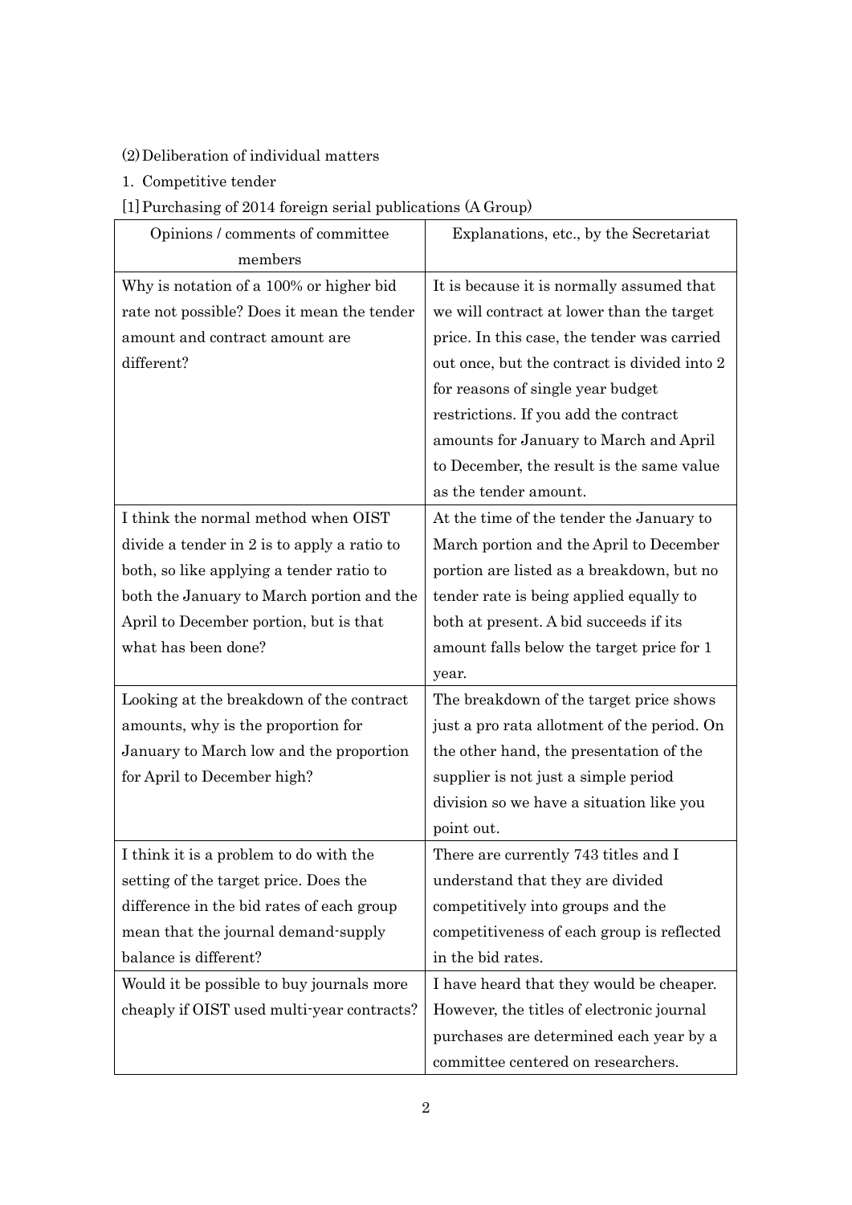(2) Deliberation of individual matters

1. Competitive tender

[1] Purchasing of 2014 foreign serial publications (A Group)

| Opinions / comments of committee members | Explanations, etc., by the Secretariat |
|---|---|
| Why is notation of a 100% or higher bid rate not possible? Does it mean the tender amount and contract amount are different? | It is because it is normally assumed that we will contract at lower than the target price. In this case, the tender was carried out once, but the contract is divided into 2 for reasons of single year budget restrictions. If you add the contract amounts for January to March and April to December, the result is the same value as the tender amount. |
| I think the normal method when OIST divide a tender in 2 is to apply a ratio to both, so like applying a tender ratio to both the January to March portion and the April to December portion, but is that what has been done? | At the time of the tender the January to March portion and the April to December portion are listed as a breakdown, but no tender rate is being applied equally to both at present. A bid succeeds if its amount falls below the target price for 1 year. |
| Looking at the breakdown of the contract amounts, why is the proportion for January to March low and the proportion for April to December high? | The breakdown of the target price shows just a pro rata allotment of the period. On the other hand, the presentation of the supplier is not just a simple period division so we have a situation like you point out. |
| I think it is a problem to do with the setting of the target price. Does the difference in the bid rates of each group mean that the journal demand-supply balance is different? | There are currently 743 titles and I understand that they are divided competitively into groups and the competitiveness of each group is reflected in the bid rates. |
| Would it be possible to buy journals more cheaply if OIST used multi-year contracts? | I have heard that they would be cheaper. However, the titles of electronic journal purchases are determined each year by a committee centered on researchers. |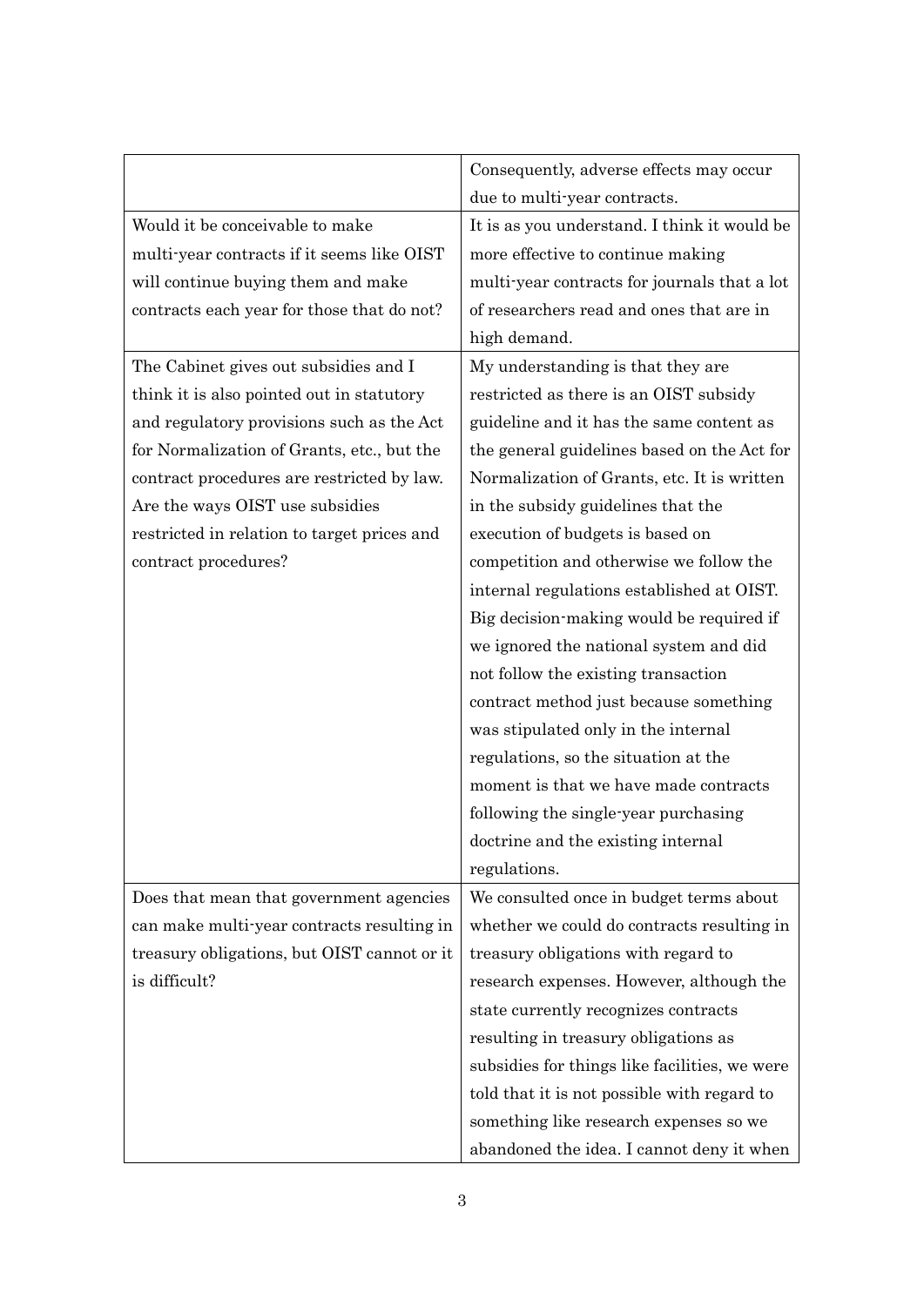| | |
|---|---|
| | Consequently, adverse effects may occur due to multi-year contracts. |
| Would it be conceivable to make multi-year contracts if it seems like OIST will continue buying them and make contracts each year for those that do not? | It is as you understand. I think it would be more effective to continue making multi-year contracts for journals that a lot of researchers read and ones that are in high demand. |
| The Cabinet gives out subsidies and I think it is also pointed out in statutory and regulatory provisions such as the Act for Normalization of Grants, etc., but the contract procedures are restricted by law. Are the ways OIST use subsidies restricted in relation to target prices and contract procedures? | My understanding is that they are restricted as there is an OIST subsidy guideline and it has the same content as the general guidelines based on the Act for Normalization of Grants, etc. It is written in the subsidy guidelines that the execution of budgets is based on competition and otherwise we follow the internal regulations established at OIST. Big decision-making would be required if we ignored the national system and did not follow the existing transaction contract method just because something was stipulated only in the internal regulations, so the situation at the moment is that we have made contracts following the single-year purchasing doctrine and the existing internal regulations. |
| Does that mean that government agencies can make multi-year contracts resulting in treasury obligations, but OIST cannot or it is difficult? | We consulted once in budget terms about whether we could do contracts resulting in treasury obligations with regard to research expenses. However, although the state currently recognizes contracts resulting in treasury obligations as subsidies for things like facilities, we were told that it is not possible with regard to something like research expenses so we abandoned the idea. I cannot deny it when |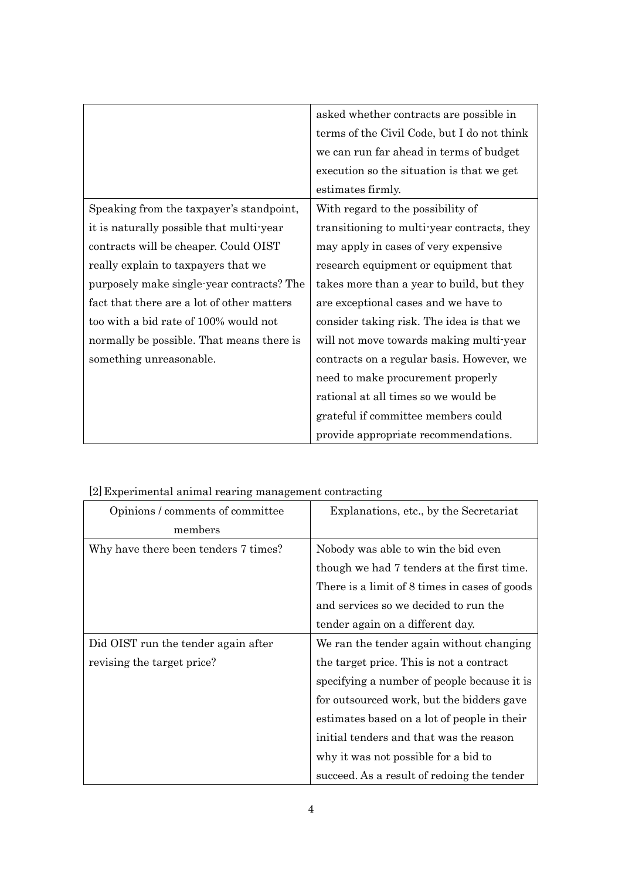|  |  |
|---|---|
|  | asked whether contracts are possible in terms of the Civil Code, but I do not think we can run far ahead in terms of budget execution so the situation is that we get estimates firmly. |
| Speaking from the taxpayer's standpoint, it is naturally possible that multi-year contracts will be cheaper. Could OIST really explain to taxpayers that we purposely make single-year contracts? The fact that there are a lot of other matters too with a bid rate of 100% would not normally be possible. That means there is something unreasonable. | With regard to the possibility of transitioning to multi-year contracts, they may apply in cases of very expensive research equipment or equipment that takes more than a year to build, but they are exceptional cases and we have to consider taking risk. The idea is that we will not move towards making multi-year contracts on a regular basis. However, we need to make procurement properly rational at all times so we would be grateful if committee members could provide appropriate recommendations. |

[2] Experimental animal rearing management contracting

| Opinions / comments of committee members | Explanations, etc., by the Secretariat |
|---|---|
| Why have there been tenders 7 times? | Nobody was able to win the bid even though we had 7 tenders at the first time. There is a limit of 8 times in cases of goods and services so we decided to run the tender again on a different day. |
| Did OIST run the tender again after revising the target price? | We ran the tender again without changing the target price. This is not a contract specifying a number of people because it is for outsourced work, but the bidders gave estimates based on a lot of people in their initial tenders and that was the reason why it was not possible for a bid to succeed. As a result of redoing the tender |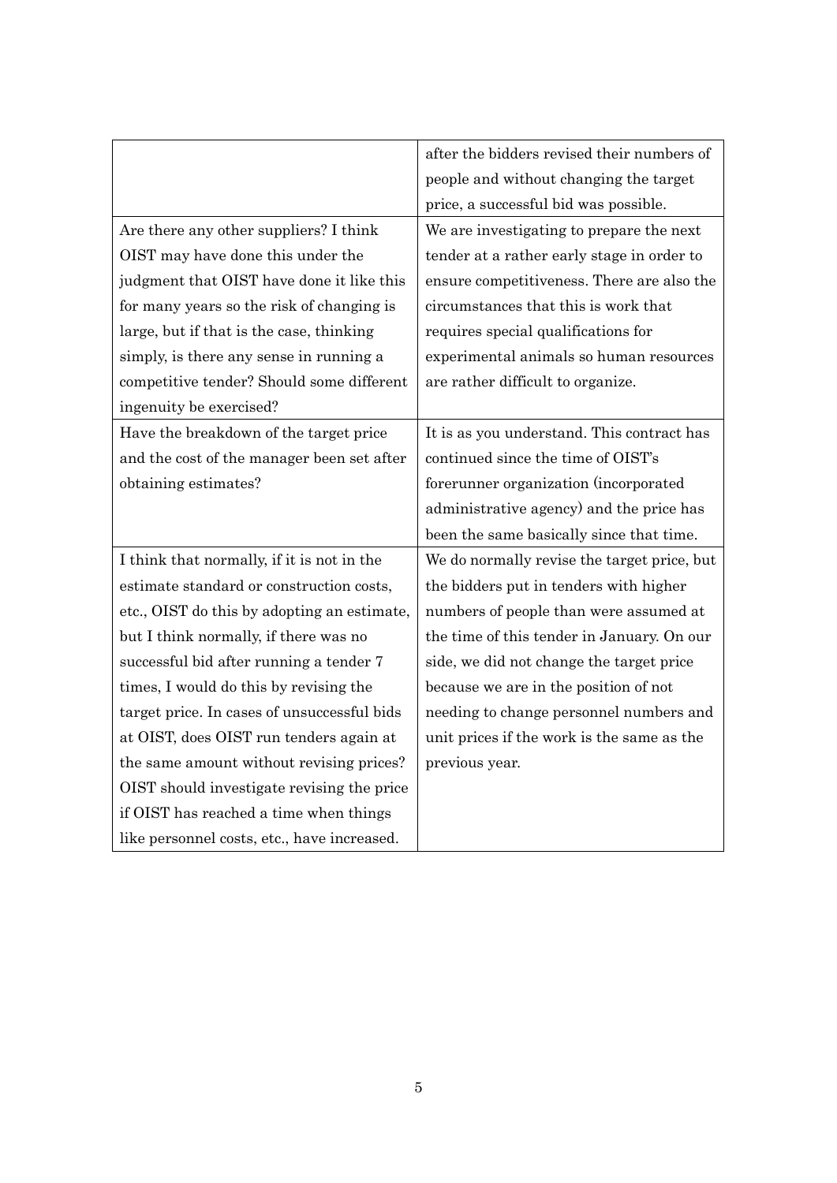| | |
|---|---|
| | after the bidders revised their numbers of people and without changing the target price, a successful bid was possible. |
| Are there any other suppliers? I think OIST may have done this under the judgment that OIST have done it like this for many years so the risk of changing is large, but if that is the case, thinking simply, is there any sense in running a competitive tender? Should some different ingenuity be exercised? | We are investigating to prepare the next tender at a rather early stage in order to ensure competitiveness. There are also the circumstances that this is work that requires special qualifications for experimental animals so human resources are rather difficult to organize. |
| Have the breakdown of the target price and the cost of the manager been set after obtaining estimates? | It is as you understand. This contract has continued since the time of OIST's forerunner organization (incorporated administrative agency) and the price has been the same basically since that time. |
| I think that normally, if it is not in the estimate standard or construction costs, etc., OIST do this by adopting an estimate, but I think normally, if there was no successful bid after running a tender 7 times, I would do this by revising the target price. In cases of unsuccessful bids at OIST, does OIST run tenders again at the same amount without revising prices? OIST should investigate revising the price if OIST has reached a time when things like personnel costs, etc., have increased. | We do normally revise the target price, but the bidders put in tenders with higher numbers of people than were assumed at the time of this tender in January. On our side, we did not change the target price because we are in the position of not needing to change personnel numbers and unit prices if the work is the same as the previous year. |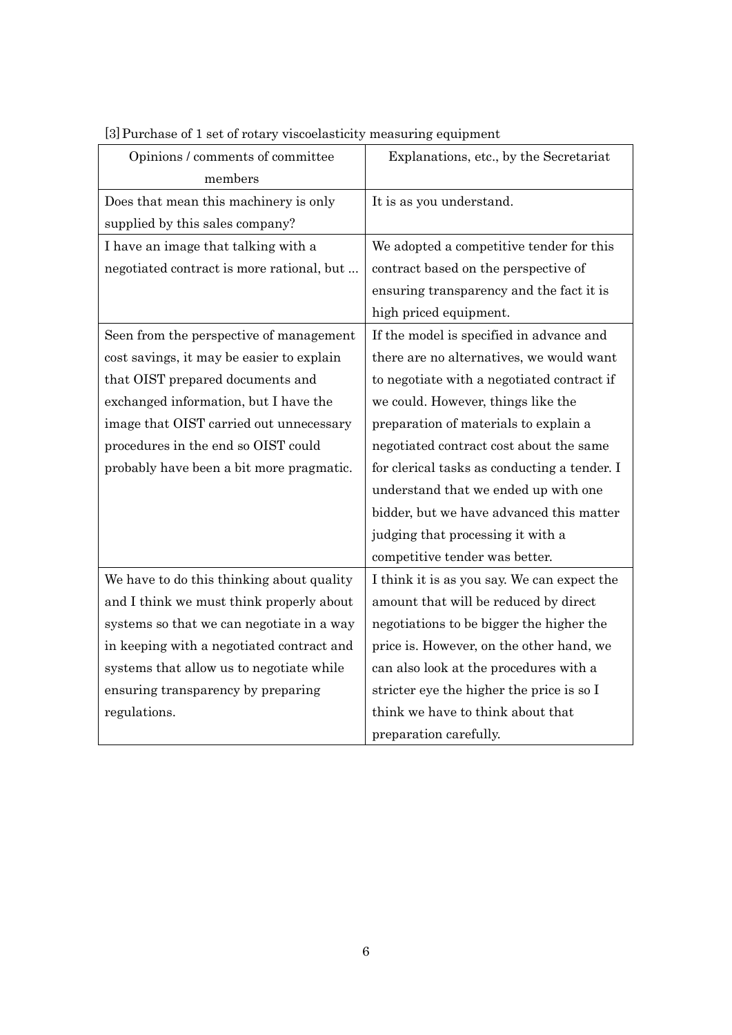[3] Purchase of 1 set of rotary viscoelasticity measuring equipment

| Opinions / comments of committee members | Explanations, etc., by the Secretariat |
|---|---|
| Does that mean this machinery is only supplied by this sales company? | It is as you understand. |
| I have an image that talking with a negotiated contract is more rational, but ... | We adopted a competitive tender for this contract based on the perspective of ensuring transparency and the fact it is high priced equipment. |
| Seen from the perspective of management cost savings, it may be easier to explain that OIST prepared documents and exchanged information, but I have the image that OIST carried out unnecessary procedures in the end so OIST could probably have been a bit more pragmatic. | If the model is specified in advance and there are no alternatives, we would want to negotiate with a negotiated contract if we could. However, things like the preparation of materials to explain a negotiated contract cost about the same for clerical tasks as conducting a tender. I understand that we ended up with one bidder, but we have advanced this matter judging that processing it with a competitive tender was better. |
| We have to do this thinking about quality and I think we must think properly about systems so that we can negotiate in a way in keeping with a negotiated contract and systems that allow us to negotiate while ensuring transparency by preparing regulations. | I think it is as you say. We can expect the amount that will be reduced by direct negotiations to be bigger the higher the price is. However, on the other hand, we can also look at the procedures with a stricter eye the higher the price is so I think we have to think about that preparation carefully. |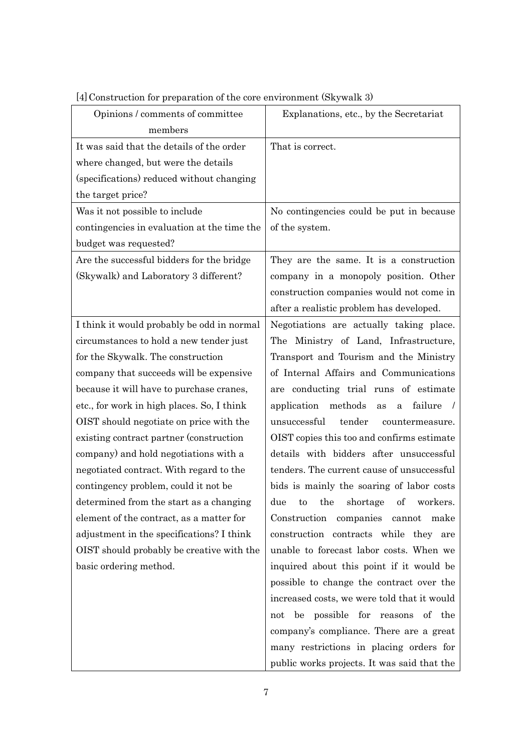[4] Construction for preparation of the core environment (Skywalk 3)

| Opinions / comments of committee members | Explanations, etc., by the Secretariat |
| --- | --- |
| It was said that the details of the order where changed, but were the details (specifications) reduced without changing the target price? | That is correct. |
| Was it not possible to include contingencies in evaluation at the time the budget was requested? | No contingencies could be put in because of the system. |
| Are the successful bidders for the bridge (Skywalk) and Laboratory 3 different? | They are the same. It is a construction company in a monopoly position. Other construction companies would not come in after a realistic problem has developed. |
| I think it would probably be odd in normal circumstances to hold a new tender just for the Skywalk. The construction company that succeeds will be expensive because it will have to purchase cranes, etc., for work in high places. So, I think OIST should negotiate on price with the existing contract partner (construction company) and hold negotiations with a negotiated contract. With regard to the contingency problem, could it not be determined from the start as a changing element of the contract, as a matter for adjustment in the specifications? I think OIST should probably be creative with the basic ordering method. | Negotiations are actually taking place. The Ministry of Land, Infrastructure, Transport and Tourism and the Ministry of Internal Affairs and Communications are conducting trial runs of estimate application methods as a failure / unsuccessful tender countermeasure. OIST copies this too and confirms estimate details with bidders after unsuccessful tenders. The current cause of unsuccessful bids is mainly the soaring of labor costs due to the shortage of workers. Construction companies cannot make construction contracts while they are unable to forecast labor costs. When we inquired about this point if it would be possible to change the contract over the increased costs, we were told that it would not be possible for reasons of the company's compliance. There are a great many restrictions in placing orders for public works projects. It was said that the |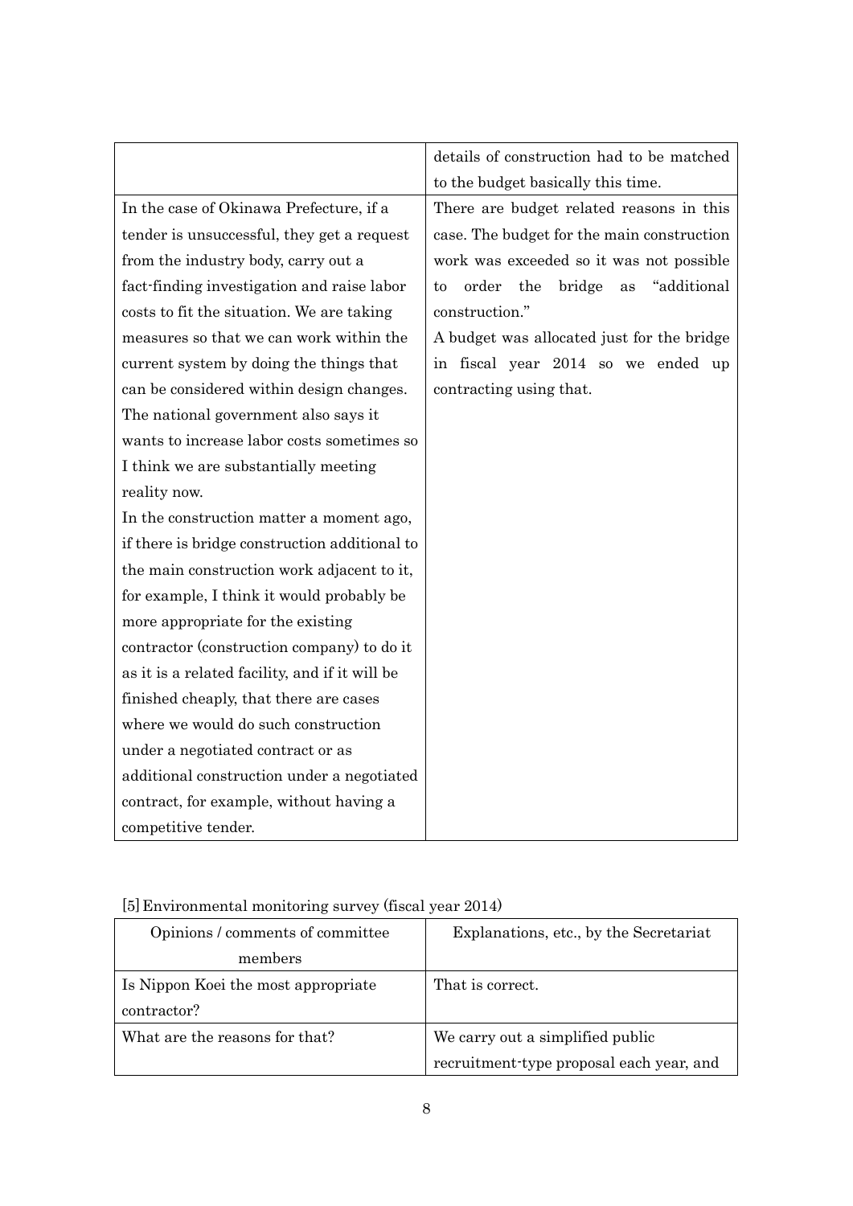| | |
|---|---|
| | details of construction had to be matched to the budget basically this time. |
| In the case of Okinawa Prefecture, if a tender is unsuccessful, they get a request from the industry body, carry out a fact-finding investigation and raise labor costs to fit the situation. We are taking measures so that we can work within the current system by doing the things that can be considered within design changes. The national government also says it wants to increase labor costs sometimes so I think we are substantially meeting reality now.<br>In the construction matter a moment ago, if there is bridge construction additional to the main construction work adjacent to it, for example, I think it would probably be more appropriate for the existing contractor (construction company) to do it as it is a related facility, and if it will be finished cheaply, that there are cases where we would do such construction under a negotiated contract or as additional construction under a negotiated contract, for example, without having a competitive tender. | There are budget related reasons in this case. The budget for the main construction work was exceeded so it was not possible to order the bridge as "additional construction."<br>A budget was allocated just for the bridge in fiscal year 2014 so we ended up contracting using that. |

[5] Environmental monitoring survey (fiscal year 2014)

| Opinions / comments of committee members | Explanations, etc., by the Secretariat |
|---|---|
| Is Nippon Koei the most appropriate contractor? | That is correct. |
| What are the reasons for that? | We carry out a simplified public recruitment-type proposal each year, and |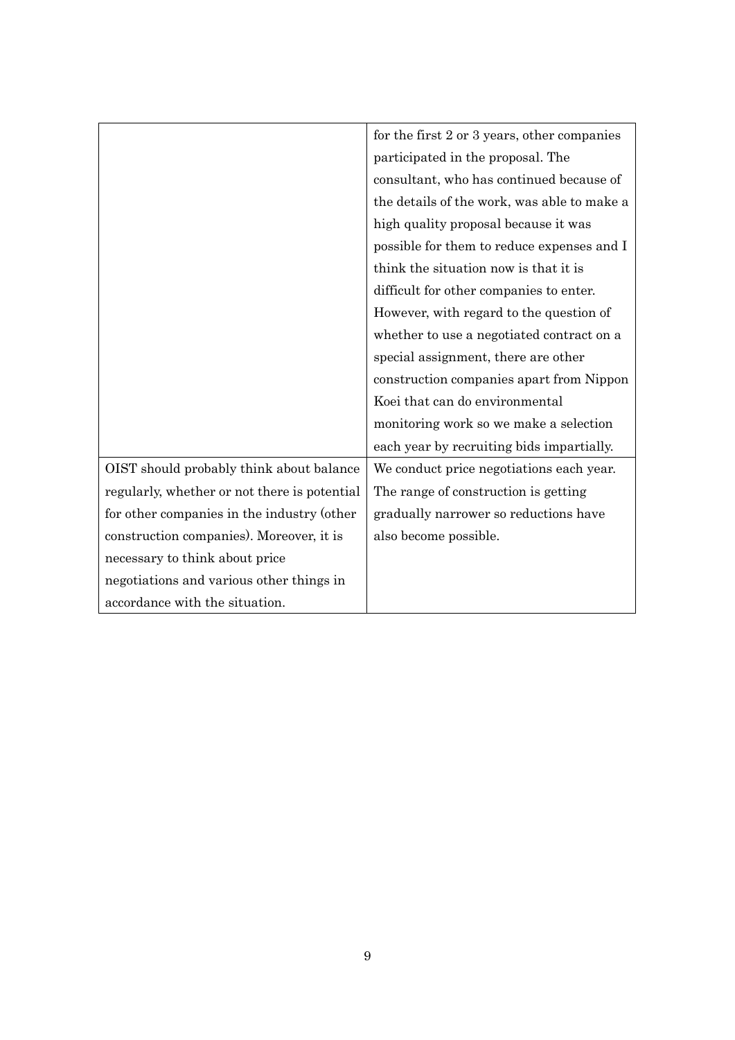| | |
|---|---|
| | for the first 2 or 3 years, other companies participated in the proposal. The consultant, who has continued because of the details of the work, was able to make a high quality proposal because it was possible for them to reduce expenses and I think the situation now is that it is difficult for other companies to enter. However, with regard to the question of whether to use a negotiated contract on a special assignment, there are other construction companies apart from Nippon Koei that can do environmental monitoring work so we make a selection each year by recruiting bids impartially. |
| OIST should probably think about balance regularly, whether or not there is potential for other companies in the industry (other construction companies). Moreover, it is necessary to think about price negotiations and various other things in accordance with the situation. | We conduct price negotiations each year. The range of construction is getting gradually narrower so reductions have also become possible. |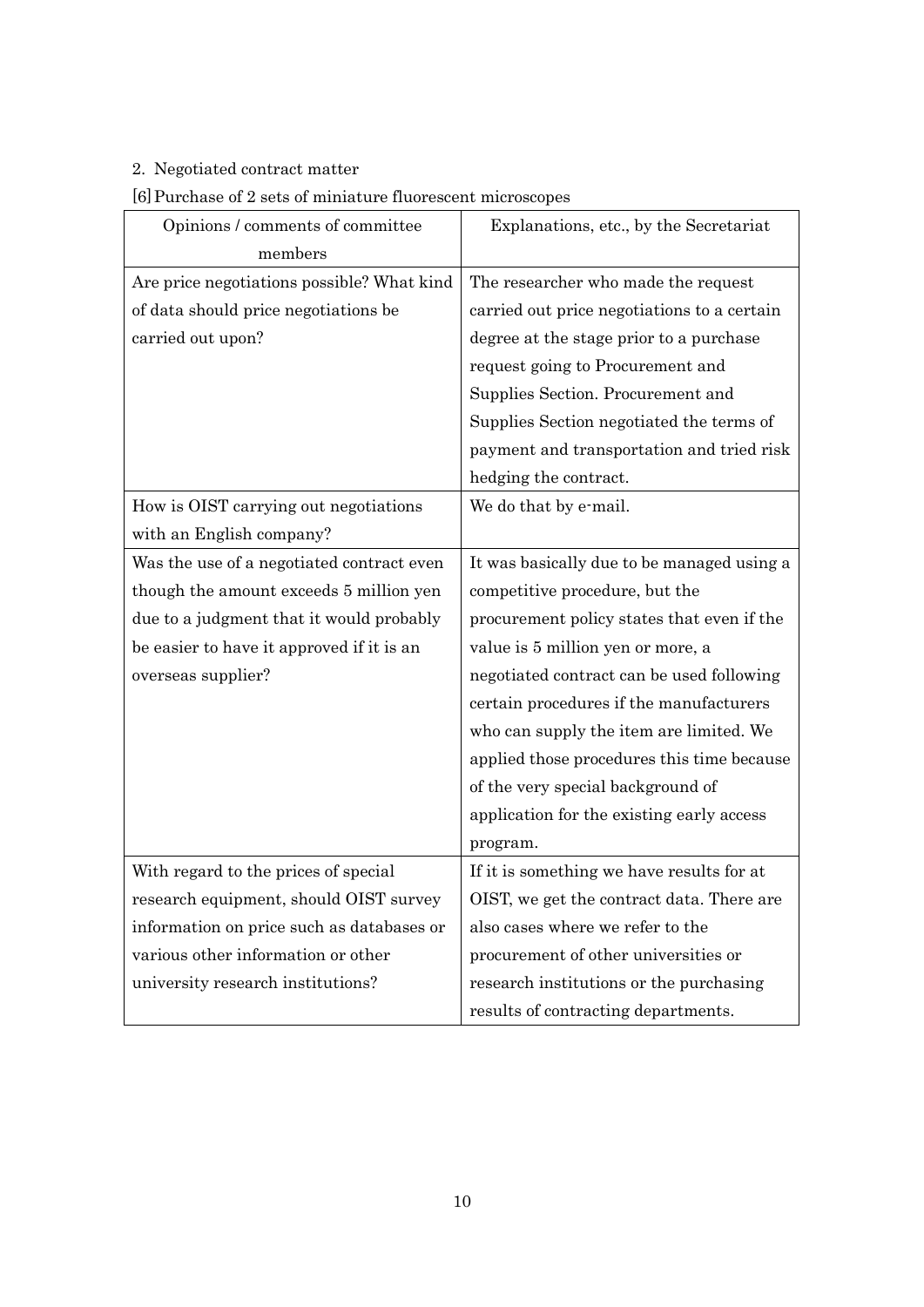2. Negotiated contract matter

[6] Purchase of 2 sets of miniature fluorescent microscopes

| Opinions / comments of committee members | Explanations, etc., by the Secretariat |
| --- | --- |
| Are price negotiations possible? What kind of data should price negotiations be carried out upon? | The researcher who made the request carried out price negotiations to a certain degree at the stage prior to a purchase request going to Procurement and Supplies Section. Procurement and Supplies Section negotiated the terms of payment and transportation and tried risk hedging the contract. |
| How is OIST carrying out negotiations with an English company? | We do that by e-mail. |
| Was the use of a negotiated contract even though the amount exceeds 5 million yen due to a judgment that it would probably be easier to have it approved if it is an overseas supplier? | It was basically due to be managed using a competitive procedure, but the procurement policy states that even if the value is 5 million yen or more, a negotiated contract can be used following certain procedures if the manufacturers who can supply the item are limited. We applied those procedures this time because of the very special background of application for the existing early access program. |
| With regard to the prices of special research equipment, should OIST survey information on price such as databases or various other information or other university research institutions? | If it is something we have results for at OIST, we get the contract data. There are also cases where we refer to the procurement of other universities or research institutions or the purchasing results of contracting departments. |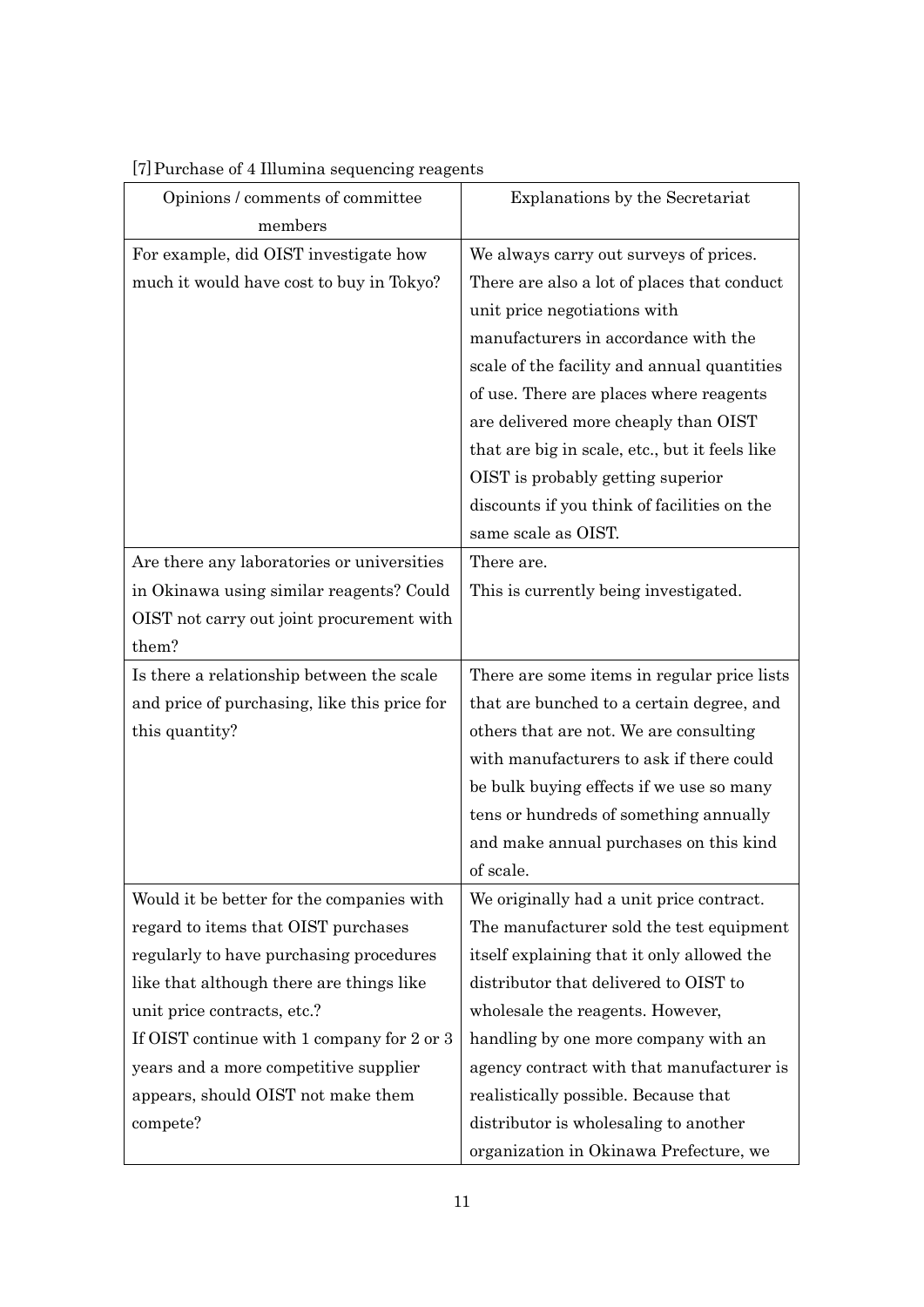[7] Purchase of 4 Illumina sequencing reagents

| Opinions / comments of committee members | Explanations by the Secretariat |
|---|---|
| For example, did OIST investigate how much it would have cost to buy in Tokyo? | We always carry out surveys of prices. There are also a lot of places that conduct unit price negotiations with manufacturers in accordance with the scale of the facility and annual quantities of use. There are places where reagents are delivered more cheaply than OIST that are big in scale, etc., but it feels like OIST is probably getting superior discounts if you think of facilities on the same scale as OIST. |
| Are there any laboratories or universities in Okinawa using similar reagents? Could OIST not carry out joint procurement with them? | There are.<br>This is currently being investigated. |
| Is there a relationship between the scale and price of purchasing, like this price for this quantity? | There are some items in regular price lists that are bunched to a certain degree, and others that are not. We are consulting with manufacturers to ask if there could be bulk buying effects if we use so many tens or hundreds of something annually and make annual purchases on this kind of scale. |
| Would it be better for the companies with regard to items that OIST purchases regularly to have purchasing procedures like that although there are things like unit price contracts, etc.?<br>If OIST continue with 1 company for 2 or 3 years and a more competitive supplier appears, should OIST not make them compete? | We originally had a unit price contract. The manufacturer sold the test equipment itself explaining that it only allowed the distributor that delivered to OIST to wholesale the reagents. However, handling by one more company with an agency contract with that manufacturer is realistically possible. Because that distributor is wholesaling to another organization in Okinawa Prefecture, we |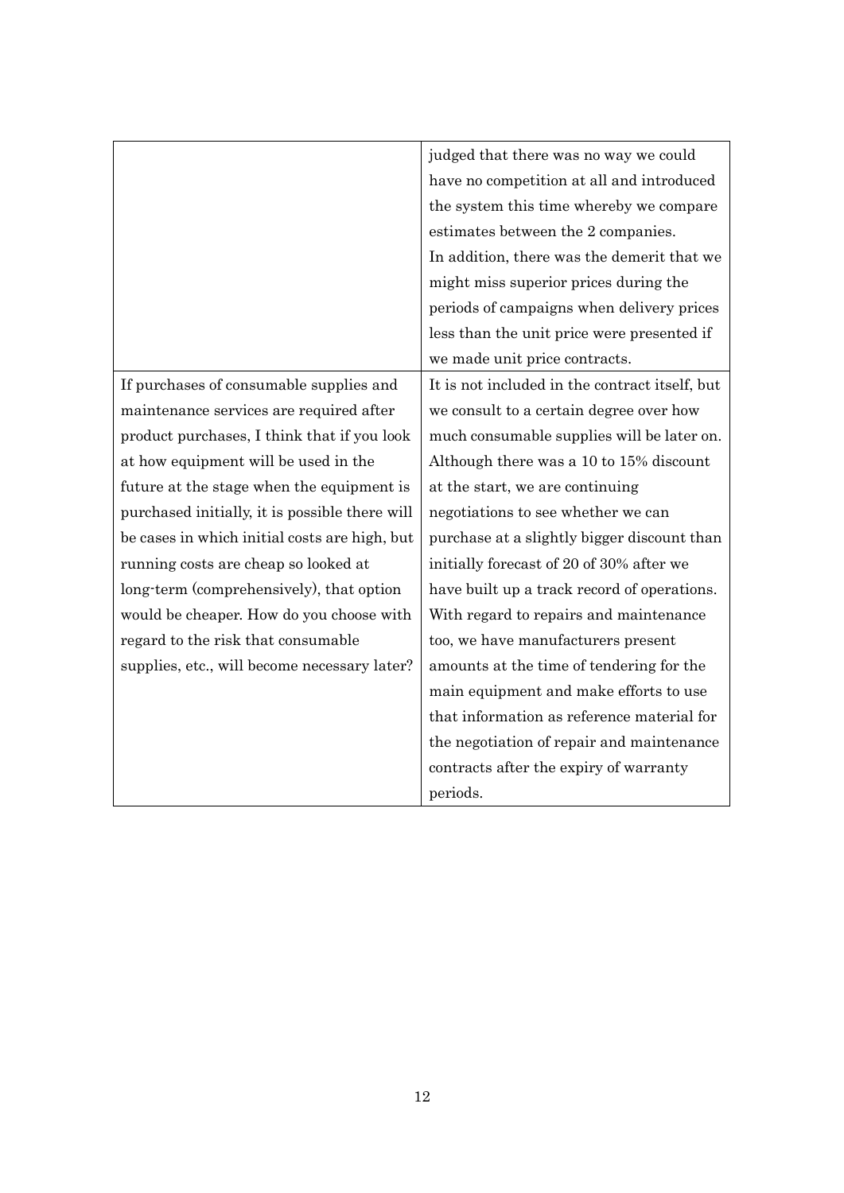| | |
|---|---|
| | judged that there was no way we could have no competition at all and introduced the system this time whereby we compare estimates between the 2 companies. In addition, there was the demerit that we might miss superior prices during the periods of campaigns when delivery prices less than the unit price were presented if we made unit price contracts. |
| If purchases of consumable supplies and maintenance services are required after product purchases, I think that if you look at how equipment will be used in the future at the stage when the equipment is purchased initially, it is possible there will be cases in which initial costs are high, but running costs are cheap so looked at long-term (comprehensively), that option would be cheaper. How do you choose with regard to the risk that consumable supplies, etc., will become necessary later? | It is not included in the contract itself, but we consult to a certain degree over how much consumable supplies will be later on. Although there was a 10 to 15% discount at the start, we are continuing negotiations to see whether we can purchase at a slightly bigger discount than initially forecast of 20 of 30% after we have built up a track record of operations. With regard to repairs and maintenance too, we have manufacturers present amounts at the time of tendering for the main equipment and make efforts to use that information as reference material for the negotiation of repair and maintenance contracts after the expiry of warranty periods. |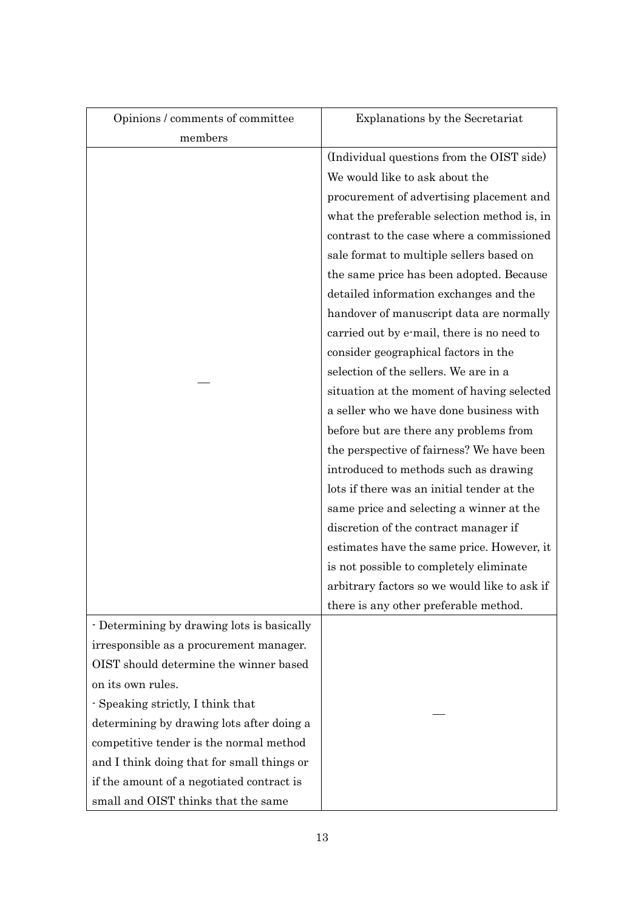| Opinions / comments of committee members | Explanations by the Secretariat |
|---|---|
| — | (Individual questions from the OIST side) We would like to ask about the procurement of advertising placement and what the preferable selection method is, in contrast to the case where a commissioned sale format to multiple sellers based on the same price has been adopted. Because detailed information exchanges and the handover of manuscript data are normally carried out by e-mail, there is no need to consider geographical factors in the selection of the sellers. We are in a situation at the moment of having selected a seller who we have done business with before but are there any problems from the perspective of fairness? We have been introduced to methods such as drawing lots if there was an initial tender at the same price and selecting a winner at the discretion of the contract manager if estimates have the same price. However, it is not possible to completely eliminate arbitrary factors so we would like to ask if there is any other preferable method. |
| - Determining by drawing lots is basically irresponsible as a procurement manager. OIST should determine the winner based on its own rules.<br>- Speaking strictly, I think that determining by drawing lots after doing a competitive tender is the normal method and I think doing that for small things or if the amount of a negotiated contract is small and OIST thinks that the same | — |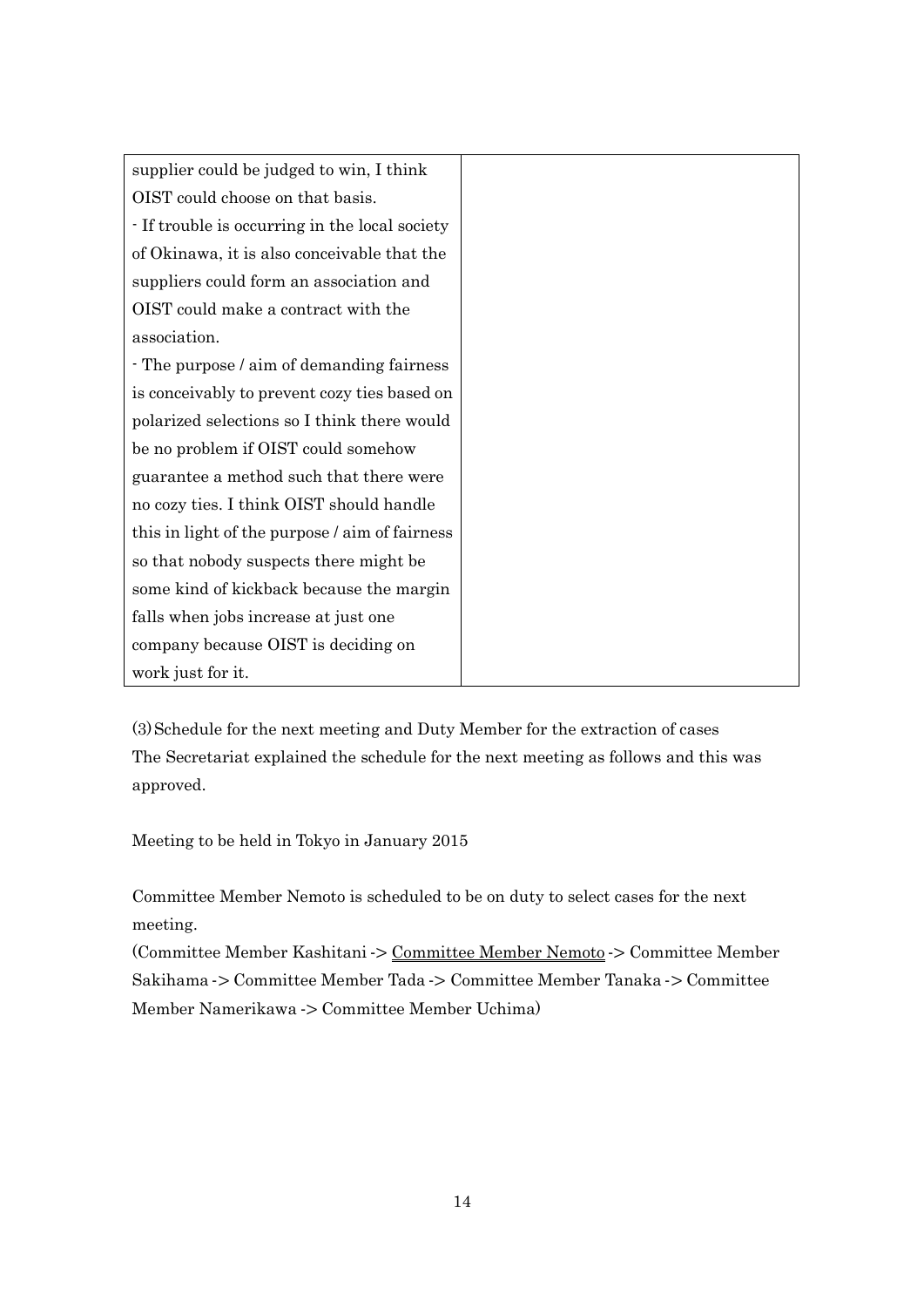| | |
|---|---|
| supplier could be judged to win, I think OIST could choose on that basis.<br>- If trouble is occurring in the local society of Okinawa, it is also conceivable that the suppliers could form an association and OIST could make a contract with the association.<br>- The purpose / aim of demanding fairness is conceivably to prevent cozy ties based on polarized selections so I think there would be no problem if OIST could somehow guarantee a method such that there were no cozy ties. I think OIST should handle this in light of the purpose / aim of fairness so that nobody suspects there might be some kind of kickback because the margin falls when jobs increase at just one company because OIST is deciding on work just for it. | |

(3) Schedule for the next meeting and Duty Member for the extraction of cases

The Secretariat explained the schedule for the next meeting as follows and this was approved.

Meeting to be held in Tokyo in January 2015

Committee Member Nemoto is scheduled to be on duty to select cases for the next meeting.

(Committee Member Kashitani -> <u>Committee Member Nemoto</u> -> Committee Member Sakihama -> Committee Member Tada -> Committee Member Tanaka -> Committee Member Namerikawa -> Committee Member Uchima)